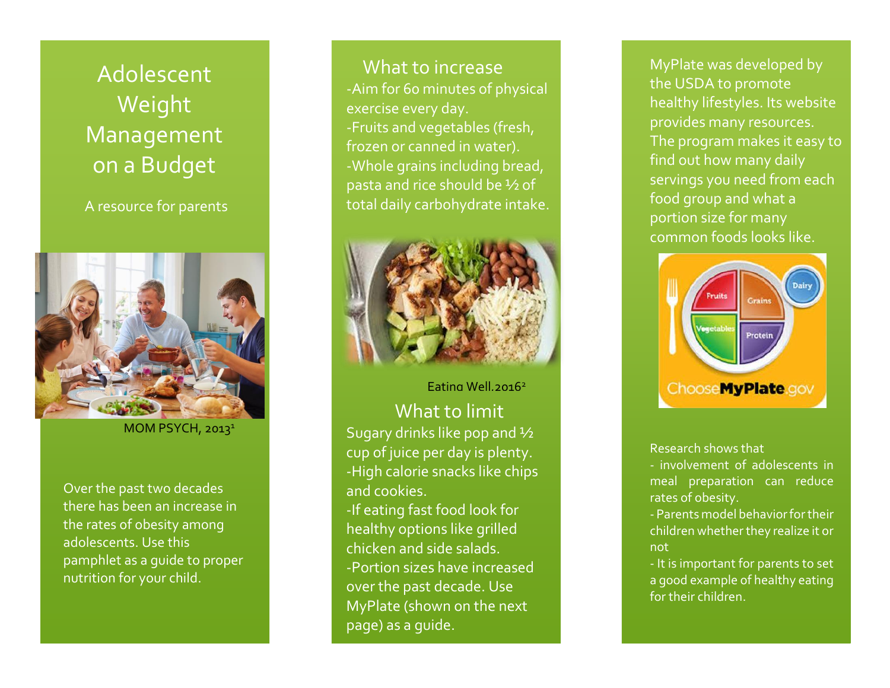# Adolescent Weight Management on a Budget

A resource for parents

MOM PSYCH, 2013[1]

Over the past two decades there has been an increase in the rates of obesity among adolescents. Use this pamphlet as a guide to proper nutrition for your child.

## What to increase

- Aim for 60 minutes of physical exercise every day.
- Fruits and vegetables (fresh, frozen or canned in water).
- Whole grains including bread, pasta and rice should be ½ of total daily carbohydrate intake.

Eating Well.2016[2]

## What to limit

Sugary drinks like pop and ½ cup of juice per day is plenty.

- High calorie snacks like chips and cookies.
- If eating fast food look for healthy options like grilled chicken and side salads.
- Portion sizes have increased over the past decade. Use MyPlate (shown on the next page) as a guide.

MyPlate was developed by the USDA to promote healthy lifestyles. Its website provides many resources. The program makes it easy to find out how many daily servings you need from each food group and what a portion size for many common foods looks like.

Research shows that

- involvement of adolescents in meal preparation can reduce rates of obesity.
- Parents model behavior for their children whether they realize it or not
- It is important for parents to set a good example of healthy eating for their children.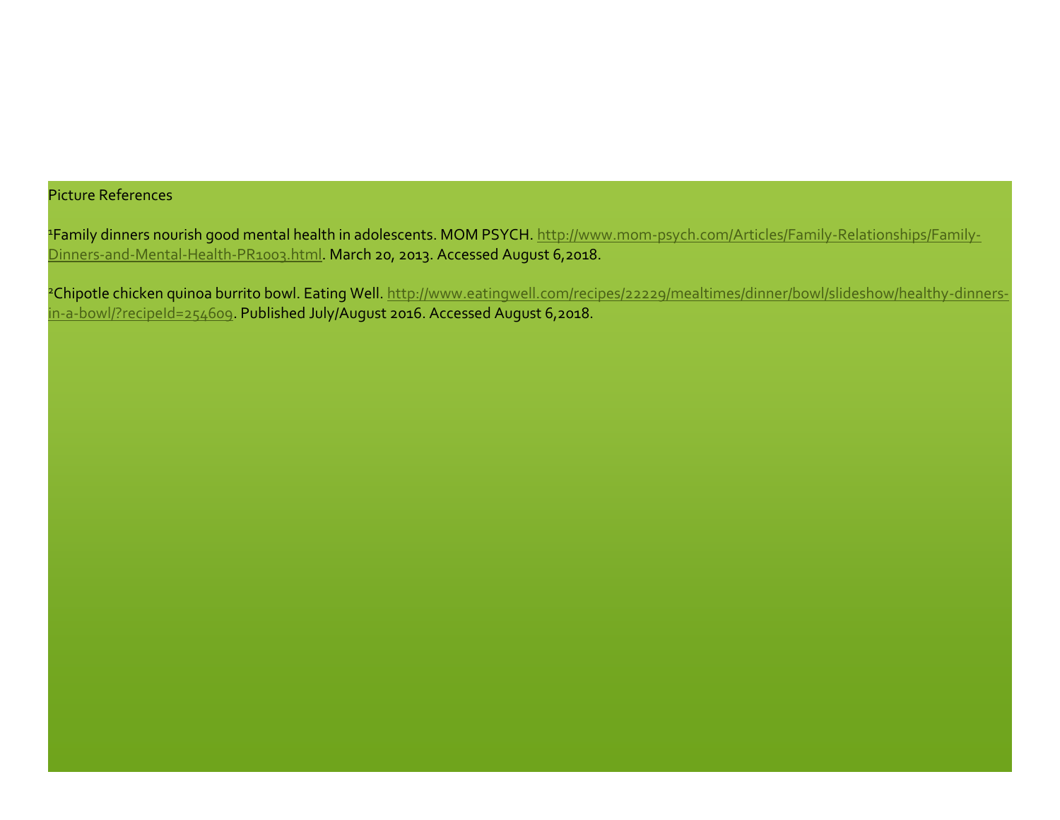Picture References

[1]Family dinners nourish good mental health in adolescents. MOM PSYCH. http://www.mom-psych.com/Articles/Family-Relationships/Family-Dinners-and-Mental-Health-PR1003.html. March 20, 2013. Accessed August 6,2018.

[2]Chipotle chicken quinoa burrito bowl. Eating Well. http://www.eatingwell.com/recipes/22229/mealtimes/dinner/bowl/slideshow/healthy-dinners-in-a-bowl/?recipeId=254609. Published July/August 2016. Accessed August 6,2018.